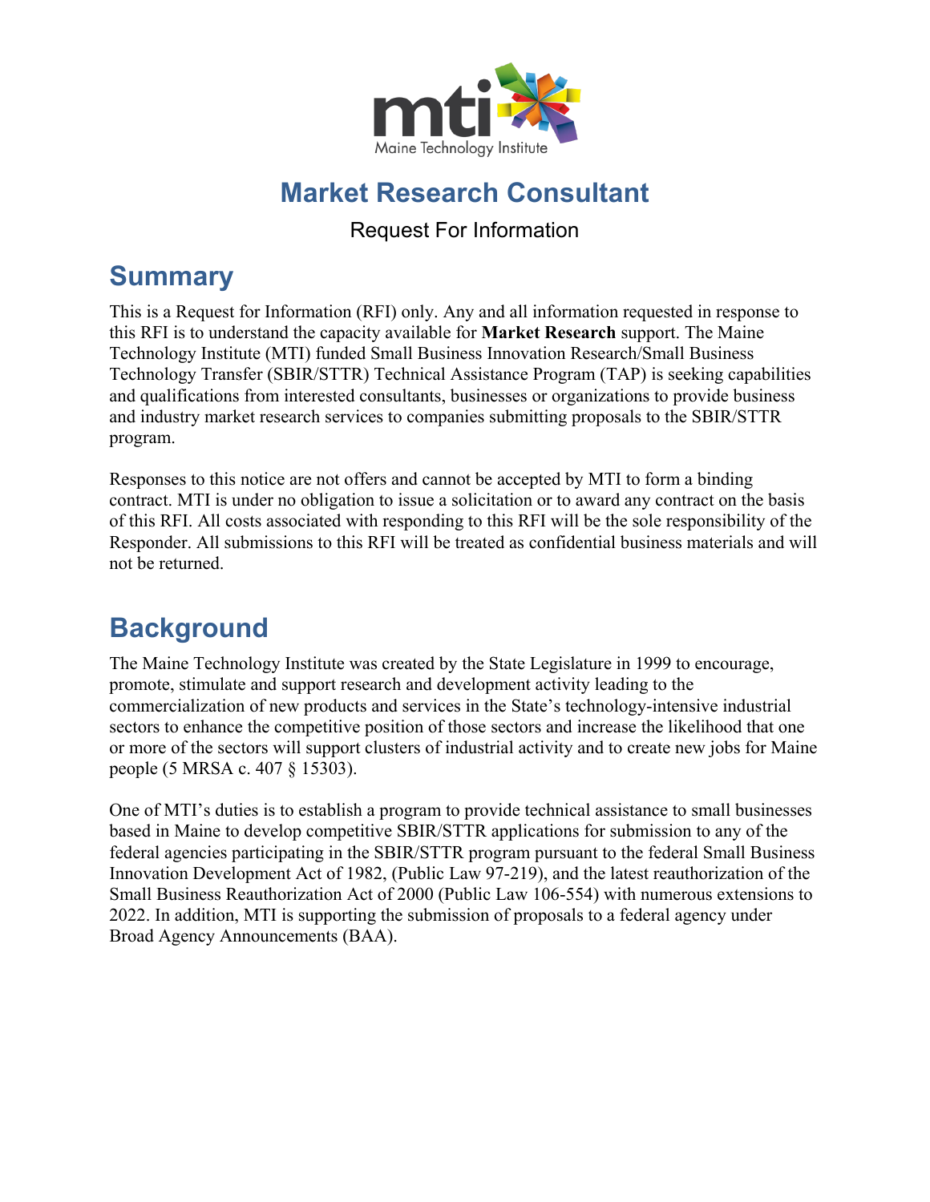mti Maine Technology Institute

# Market Research Consultant

Request For Information

## Summary

This is a Request for Information (RFI) only. Any and all information requested in response to this RFI is to understand the capacity available for **Market Research** support. The Maine Technology Institute (MTI) funded Small Business Innovation Research/Small Business Technology Transfer (SBIR/STTR) Technical Assistance Program (TAP) is seeking capabilities and qualifications from interested consultants, businesses or organizations to provide business and industry market research services to companies submitting proposals to the SBIR/STTR program.

Responses to this notice are not offers and cannot be accepted by MTI to form a binding contract. MTI is under no obligation to issue a solicitation or to award any contract on the basis of this RFI. All costs associated with responding to this RFI will be the sole responsibility of the Responder. All submissions to this RFI will be treated as confidential business materials and will not be returned.

## Background

The Maine Technology Institute was created by the State Legislature in 1999 to encourage, promote, stimulate and support research and development activity leading to the commercialization of new products and services in the State's technology-intensive industrial sectors to enhance the competitive position of those sectors and increase the likelihood that one or more of the sectors will support clusters of industrial activity and to create new jobs for Maine people (5 MRSA c. 407 § 15303).

One of MTI's duties is to establish a program to provide technical assistance to small businesses based in Maine to develop competitive SBIR/STTR applications for submission to any of the federal agencies participating in the SBIR/STTR program pursuant to the federal Small Business Innovation Development Act of 1982, (Public Law 97-219), and the latest reauthorization of the Small Business Reauthorization Act of 2000 (Public Law 106-554) with numerous extensions to 2022. In addition, MTI is supporting the submission of proposals to a federal agency under Broad Agency Announcements (BAA).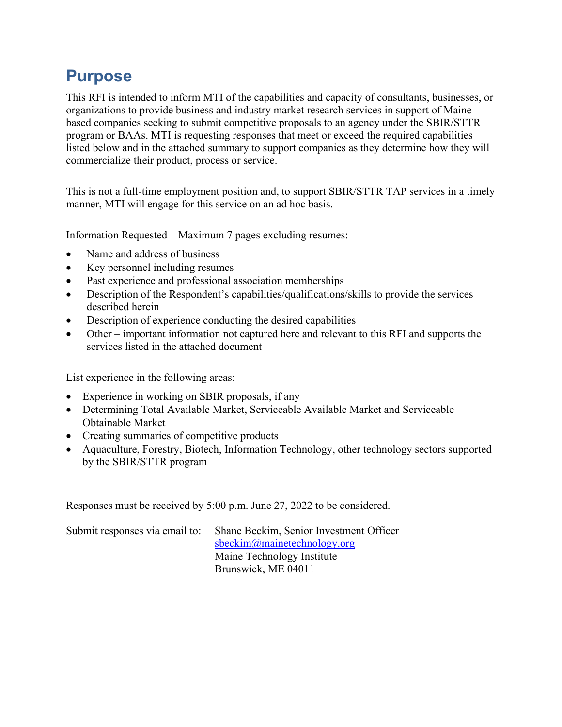# Purpose

This RFI is intended to inform MTI of the capabilities and capacity of consultants, businesses, or organizations to provide business and industry market research services in support of Maine-based companies seeking to submit competitive proposals to an agency under the SBIR/STTR program or BAAs. MTI is requesting responses that meet or exceed the required capabilities listed below and in the attached summary to support companies as they determine how they will commercialize their product, process or service.

This is not a full-time employment position and, to support SBIR/STTR TAP services in a timely manner, MTI will engage for this service on an ad hoc basis.

Information Requested – Maximum 7 pages excluding resumes:

- Name and address of business
- Key personnel including resumes
- Past experience and professional association memberships
- Description of the Respondent's capabilities/qualifications/skills to provide the services described herein
- Description of experience conducting the desired capabilities
- Other – important information not captured here and relevant to this RFI and supports the services listed in the attached document

List experience in the following areas:

- Experience in working on SBIR proposals, if any
- Determining Total Available Market, Serviceable Available Market and Serviceable Obtainable Market
- Creating summaries of competitive products
- Aquaculture, Forestry, Biotech, Information Technology, other technology sectors supported by the SBIR/STTR program

Responses must be received by 5:00 p.m. June 27, 2022 to be considered.

Submit responses via email to: Shane Beckim, Senior Investment Officer
sbeckim@mainetechnology.org
Maine Technology Institute
Brunswick, ME 04011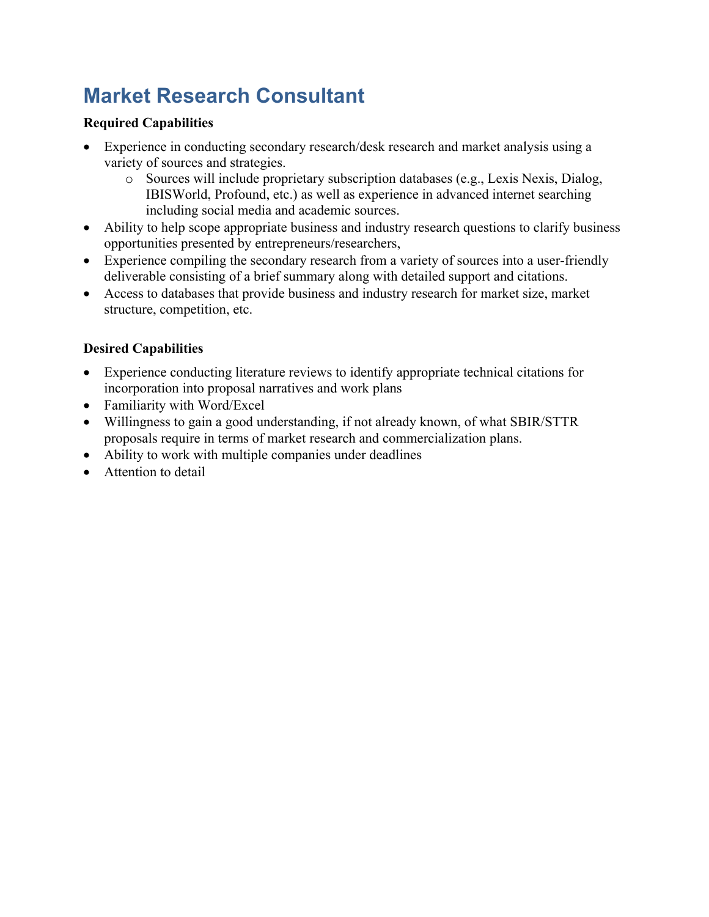# Market Research Consultant

**Required Capabilities**

- Experience in conducting secondary research/desk research and market analysis using a variety of sources and strategies.
  - Sources will include proprietary subscription databases (e.g., Lexis Nexis, Dialog, IBISWorld, Profound, etc.) as well as experience in advanced internet searching including social media and academic sources.
- Ability to help scope appropriate business and industry research questions to clarify business opportunities presented by entrepreneurs/researchers,
- Experience compiling the secondary research from a variety of sources into a user-friendly deliverable consisting of a brief summary along with detailed support and citations.
- Access to databases that provide business and industry research for market size, market structure, competition, etc.

**Desired Capabilities**

- Experience conducting literature reviews to identify appropriate technical citations for incorporation into proposal narratives and work plans
- Familiarity with Word/Excel
- Willingness to gain a good understanding, if not already known, of what SBIR/STTR proposals require in terms of market research and commercialization plans.
- Ability to work with multiple companies under deadlines
- Attention to detail